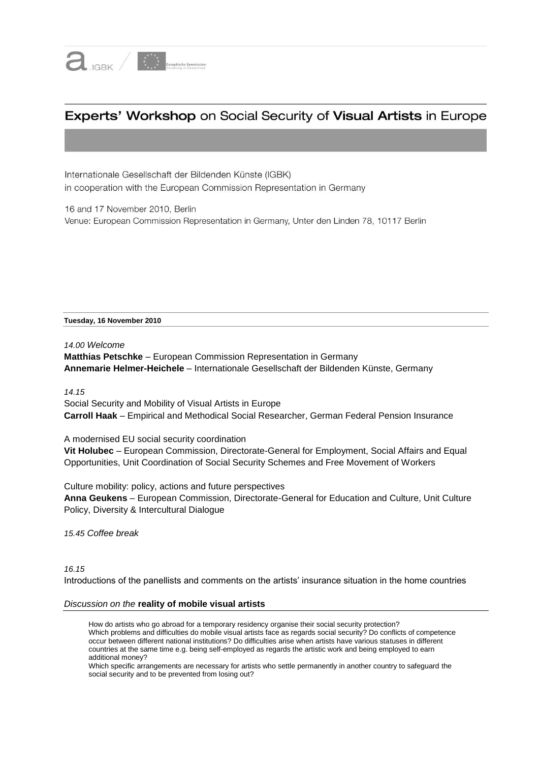# **Experts' Workshop** on Social Security of **Visual Artists** in Europe

Internationale Gesellschaft der Bildenden Künste (IGBK)
in cooperation with the European Commission Representation in Germany

16 and 17 November 2010, Berlin
Venue: European Commission Representation in Germany, Unter den Linden 78, 10117 Berlin

**Tuesday, 16 November 2010**

*14.00 Welcome*
**Matthias Petschke** – European Commission Representation in Germany
**Annemarie Helmer-Heichele** – Internationale Gesellschaft der Bildenden Künste, Germany

*14.15*
Social Security and Mobility of Visual Artists in Europe
**Carroll Haak** – Empirical and Methodical Social Researcher, German Federal Pension Insurance

A modernised EU social security coordination
**Vit Holubec** – European Commission, Directorate-General for Employment, Social Affairs and Equal Opportunities, Unit Coordination of Social Security Schemes and Free Movement of Workers

Culture mobility: policy, actions and future perspectives
**Anna Geukens** – European Commission, Directorate-General for Education and Culture, Unit Culture Policy, Diversity & Intercultural Dialogue

*15.45 Coffee break*

*16.15*
Introductions of the panellists and comments on the artists' insurance situation in the home countries

*Discussion on the* **reality of mobile visual artists**

How do artists who go abroad for a temporary residency organise their social security protection?
Which problems and difficulties do mobile visual artists face as regards social security? Do conflicts of competence occur between different national institutions? Do difficulties arise when artists have various statuses in different countries at the same time e.g. being self-employed as regards the artistic work and being employed to earn additional money?
Which specific arrangements are necessary for artists who settle permanently in another country to safeguard the social security and to be prevented from losing out?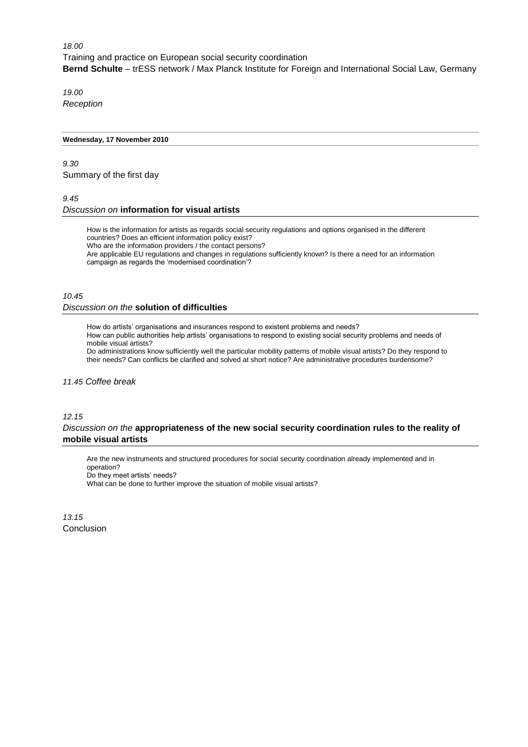*18.00*
Training and practice on European social security coordination
**Bernd Schulte** – trESS network / Max Planck Institute for Foreign and International Social Law, Germany

*19.00*
*Reception*

---

**Wednesday, 17 November 2010**

---

*9.30*
Summary of the first day

*9.45*
*Discussion on* **information for visual artists**

How is the information for artists as regards social security regulations and options organised in the different countries? Does an efficient information policy exist?
Who are the information providers / the contact persons?
Are applicable EU regulations and changes in regulations sufficiently known? Is there a need for an information campaign as regards the 'modernised coordination'?

*10.45*
*Discussion on the* **solution of difficulties**

How do artists' organisations and insurances respond to existent problems and needs?
How can public authorities help artists' organisations to respond to existing social security problems and needs of mobile visual artists?
Do administrations know sufficiently well the particular mobility patterns of mobile visual artists? Do they respond to their needs? Can conflicts be clarified and solved at short notice? Are administrative procedures burdensome?

*11.45 Coffee break*

*12.15*
*Discussion on the* **appropriateness of the new social security coordination rules to the reality of mobile visual artists**

Are the new instruments and structured procedures for social security coordination already implemented and in operation?
Do they meet artists' needs?
What can be done to further improve the situation of mobile visual artists?

*13.15*
Conclusion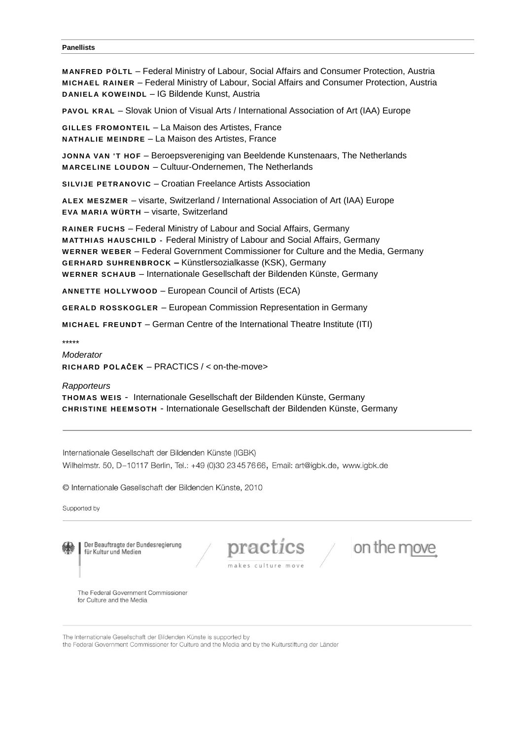**Panellists**

**MANFRED PÖLTL** – Federal Ministry of Labour, Social Affairs and Consumer Protection, Austria
**MICHAEL RAINER** – Federal Ministry of Labour, Social Affairs and Consumer Protection, Austria
**DANIELA KOWEINDL** – IG Bildende Kunst, Austria

**PAVOL KRAL** – Slovak Union of Visual Arts / International Association of Art (IAA) Europe

**GILLES FROMONTEIL** – La Maison des Artistes, France
**NATHALIE MEINDRE** – La Maison des Artistes, France

**JONNA VAN 'T HOF** – Beroepsvereniging van Beeldende Kunstenaars, The Netherlands
**MARCELINE LOUDON** – Cultuur-Ondernemen, The Netherlands

**SILVIJE PETRANOVIC** – Croatian Freelance Artists Association

**ALEX MESZMER** – visarte, Switzerland / International Association of Art (IAA) Europe
**EVA MARIA WÜRTH** – visarte, Switzerland

**RAINER FUCHS** – Federal Ministry of Labour and Social Affairs, Germany
**MATTHIAS HAUSCHILD** - Federal Ministry of Labour and Social Affairs, Germany
**WERNER WEBER** – Federal Government Commissioner for Culture and the Media, Germany
**GERHARD SUHRENBROCK** – Künstlersozialkasse (KSK), Germany
**WERNER SCHAUB** – Internationale Gesellschaft der Bildenden Künste, Germany

**ANNETTE HOLLYWOOD** – European Council of Artists (ECA)

**GERALD ROSSKOGLER** – European Commission Representation in Germany

**MICHAEL FREUNDT** – German Centre of the International Theatre Institute (ITI)

*****

*Moderator*
**RICHARD POLAČEK** – PRACTICS / < on-the-move>

*Rapporteurs*
**THOMAS WEIS** - Internationale Gesellschaft der Bildenden Künste, Germany
**CHRISTINE HEEMSOTH** - Internationale Gesellschaft der Bildenden Künste, Germany

---

Internationale Gesellschaft der Bildenden Künste (IGBK)
Wilhelmstr. 50, D–10117 Berlin, Tel.: +49 (0)30 23 45 76 66, Email: art@igbk.de, www.igbk.de

© Internationale Gesellschaft der Bildenden Künste, 2010

Supported by

Der Beauftragte der Bundesregierung für Kultur und Medien

practics makes culture move

on the move

The Federal Government Commissioner for Culture and the Media

The Internationale Gesellschaft der Bildenden Künste is supported by the Federal Government Commissioner for Culture and the Media and by the Kulturstiftung der Länder